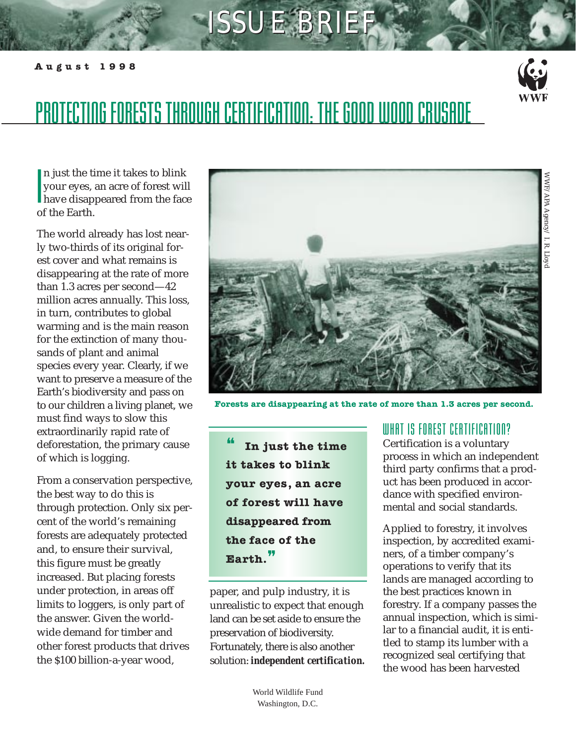# ISSUE BRIEF

**August 1998**

# PROTECTING FORESTS THROUGH CERTIFICATION: THE GOOD WOOD CRUSADE

In just the time it takes to blink your eyes, an acre of forest will have disappeared from the face of the Earth.

The world already has lost nearly two-thirds of its original forest cover and what remains is disappearing at the rate of more than 1.3 acres per second—42 million acres annually. This loss, in turn, contributes to global warming and is the main reason for the extinction of many thousands of plant and animal species every year. Clearly, if we want to preserve a measure of the Earth's biodiversity and pass on to our children a living planet, we must find ways to slow this extraordinarily rapid rate of deforestation, the primary cause of which is logging.

From a conservation perspective, the best way to do this is through protection. Only six percent of the world's remaining forests are adequately protected and, to ensure their survival, this figure must be greatly increased. But placing forests under protection, in areas off limits to loggers, is only part of the answer. Given the worldwide demand for timber and other forest products that drives the $100 billion-a-year wood, paper, and pulp industry, it is unrealistic to expect that enough land can be set aside to ensure the preservation of biodiversity. Fortunately, there is also another solution: ***independent certification.***

WWF/APA Agency/ I. R. Lloyd

**Forests are disappearing at the rate of more than 1.3 acres per second.**

> **"In just the time it takes to blink your eyes, an acre of forest will have disappeared from the face of the Earth."**

## WHAT IS FOREST CERTIFICATION?

Certification is a voluntary process in which an independent third party confirms that a product has been produced in accordance with specified environmental and social standards.

Applied to forestry, it involves inspection, by accredited examiners, of a timber company's operations to verify that its lands are managed according to the best practices known in forestry. If a company passes the annual inspection, which is similar to a financial audit, it is entitled to stamp its lumber with a recognized seal certifying that the wood has been harvested

World Wildlife Fund
Washington, D.C.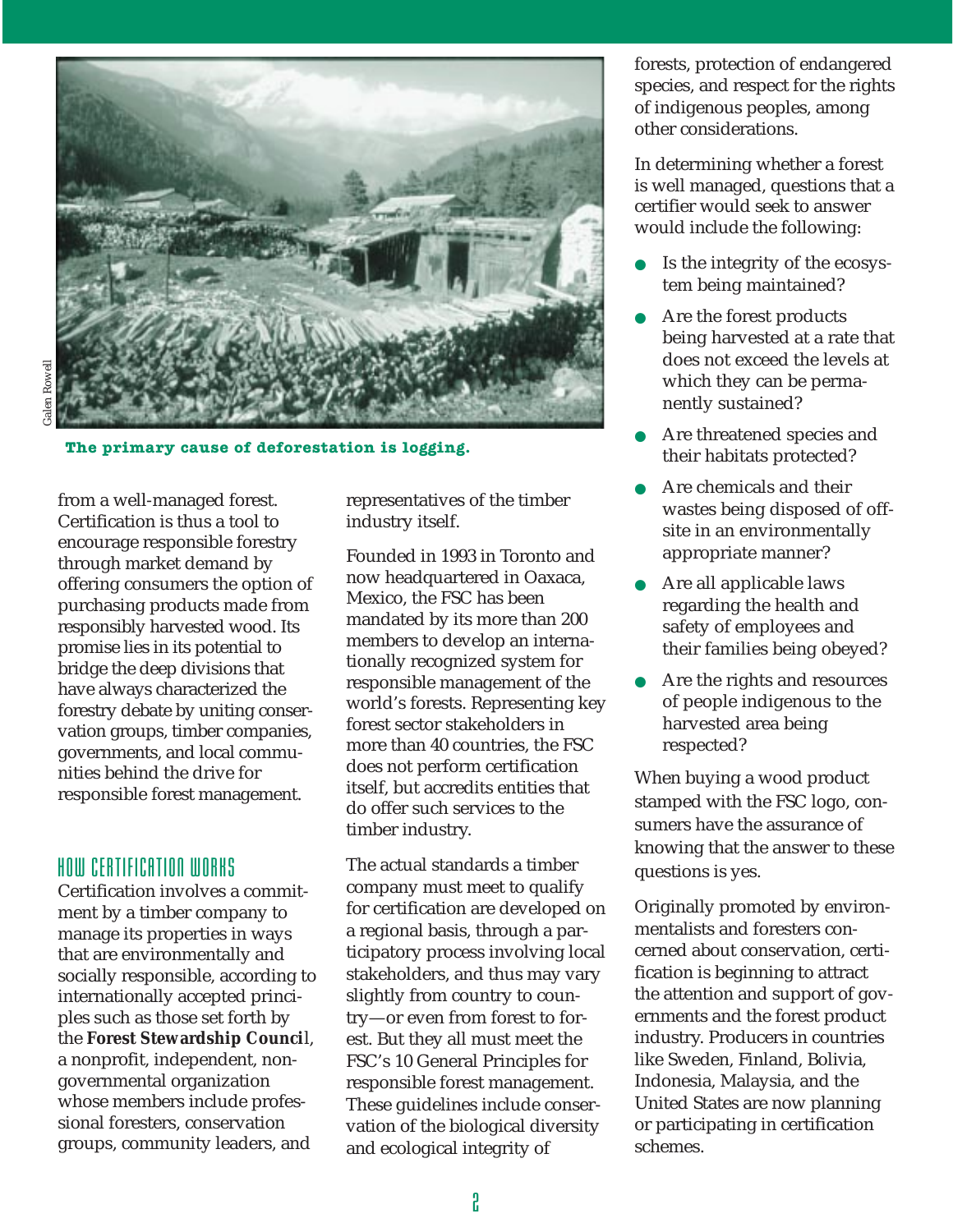The primary cause of deforestation is logging.

from a well-managed forest. Certification is thus a tool to encourage responsible forestry through market demand by offering consumers the option of purchasing products made from responsibly harvested wood. Its promise lies in its potential to bridge the deep divisions that have always characterized the forestry debate by uniting conservation groups, timber companies, governments, and local communities behind the drive for responsible forest management.

## HOW CERTIFICATION WORKS

Certification involves a commitment by a timber company to manage its properties in ways that are environmentally and socially responsible, according to internationally accepted principles such as those set forth by the **Forest Stewardship Council**, a nonprofit, independent, nongovernmental organization whose members include professional foresters, conservation groups, community leaders, and representatives of the timber industry itself.

Founded in 1993 in Toronto and now headquartered in Oaxaca, Mexico, the FSC has been mandated by its more than 200 members to develop an internationally recognized system for responsible management of the world's forests. Representing key forest sector stakeholders in more than 40 countries, the FSC does not perform certification itself, but accredits entities that do offer such services to the timber industry.

The actual standards a timber company must meet to qualify for certification are developed on a regional basis, through a participatory process involving local stakeholders, and thus may vary slightly from country to country—or even from forest to forest. But they all must meet the FSC's 10 General Principles for responsible forest management. These guidelines include conservation of the biological diversity and ecological integrity of forests, protection of endangered species, and respect for the rights of indigenous peoples, among other considerations.

In determining whether a forest is well managed, questions that a certifier would seek to answer would include the following:

- Is the integrity of the ecosystem being maintained?
- Are the forest products being harvested at a rate that does not exceed the levels at which they can be permanently sustained?
- Are threatened species and their habitats protected?
- Are chemicals and their wastes being disposed of off-site in an environmentally appropriate manner?
- Are all applicable laws regarding the health and safety of employees and their families being obeyed?
- Are the rights and resources of people indigenous to the harvested area being respected?

When buying a wood product stamped with the FSC logo, consumers have the assurance of knowing that the answer to these questions is yes.

Originally promoted by environmentalists and foresters concerned about conservation, certification is beginning to attract the attention and support of governments and the forest product industry. Producers in countries like Sweden, Finland, Bolivia, Indonesia, Malaysia, and the United States are now planning or participating in certification schemes.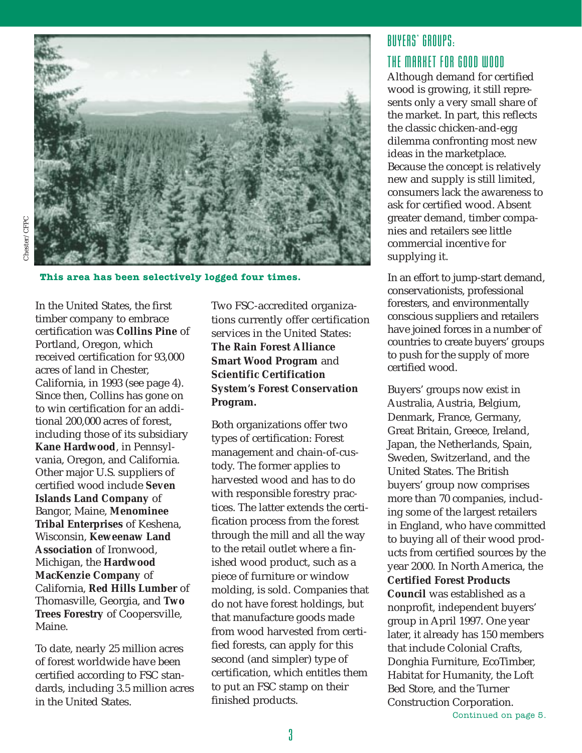This area has been selectively logged four times.

In the United States, the first timber company to embrace certification was **Collins Pine** of Portland, Oregon, which received certification for 93,000 acres of land in Chester, California, in 1993 (see page 4). Since then, Collins has gone on to win certification for an additional 200,000 acres of forest, including those of its subsidiary **Kane Hardwood**, in Pennsylvania, Oregon, and California. Other major U.S. suppliers of certified wood include **Seven Islands Land Company** of Bangor, Maine, **Menominee Tribal Enterprises** of Keshena, Wisconsin, **Keweenaw Land Association** of Ironwood, Michigan, the **Hardwood MacKenzie Company** of California, **Red Hills Lumber** of Thomasville, Georgia, and **Two Trees Forestry** of Coopersville, Maine.

To date, nearly 25 million acres of forest worldwide have been certified according to FSC standards, including 3.5 million acres in the United States.

Two FSC-accredited organizations currently offer certification services in the United States: **The Rain Forest Alliance Smart Wood Program** and **Scientific Certification System's Forest Conservation Program.**

Both organizations offer two types of certification: Forest management and chain-of-custody. The former applies to harvested wood and has to do with responsible forestry practices. The latter extends the certification process from the forest through the mill and all the way to the retail outlet where a finished wood product, such as a piece of furniture or window molding, is sold. Companies that do not have forest holdings, but that manufacture goods made from wood harvested from certified forests, can apply for this second (and simpler) type of certification, which entitles them to put an FSC stamp on their finished products.

## Buyers' Groups: The Market for Good Wood

Although demand for certified wood is growing, it still represents only a very small share of the market. In part, this reflects the classic chicken-and-egg dilemma confronting most new ideas in the marketplace. Because the concept is relatively new and supply is still limited, consumers lack the awareness to ask for certified wood. Absent greater demand, timber companies and retailers see little commercial incentive for supplying it.

In an effort to jump-start demand, conservationists, professional foresters, and environmentally conscious suppliers and retailers have joined forces in a number of countries to create buyers' groups to push for the supply of more certified wood.

Buyers' groups now exist in Australia, Austria, Belgium, Denmark, France, Germany, Great Britain, Greece, Ireland, Japan, the Netherlands, Spain, Sweden, Switzerland, and the United States. The British buyers' group now comprises more than 70 companies, including some of the largest retailers in England, who have committed to buying all of their wood products from certified sources by the year 2000. In North America, the **Certified Forest Products Council** was established as a nonprofit, independent buyers' group in April 1997. One year later, it already has 150 members that include Colonial Crafts, Donghia Furniture, EcoTimber, Habitat for Humanity, the Loft Bed Store, and the Turner Construction Corporation.

Continued on page 5.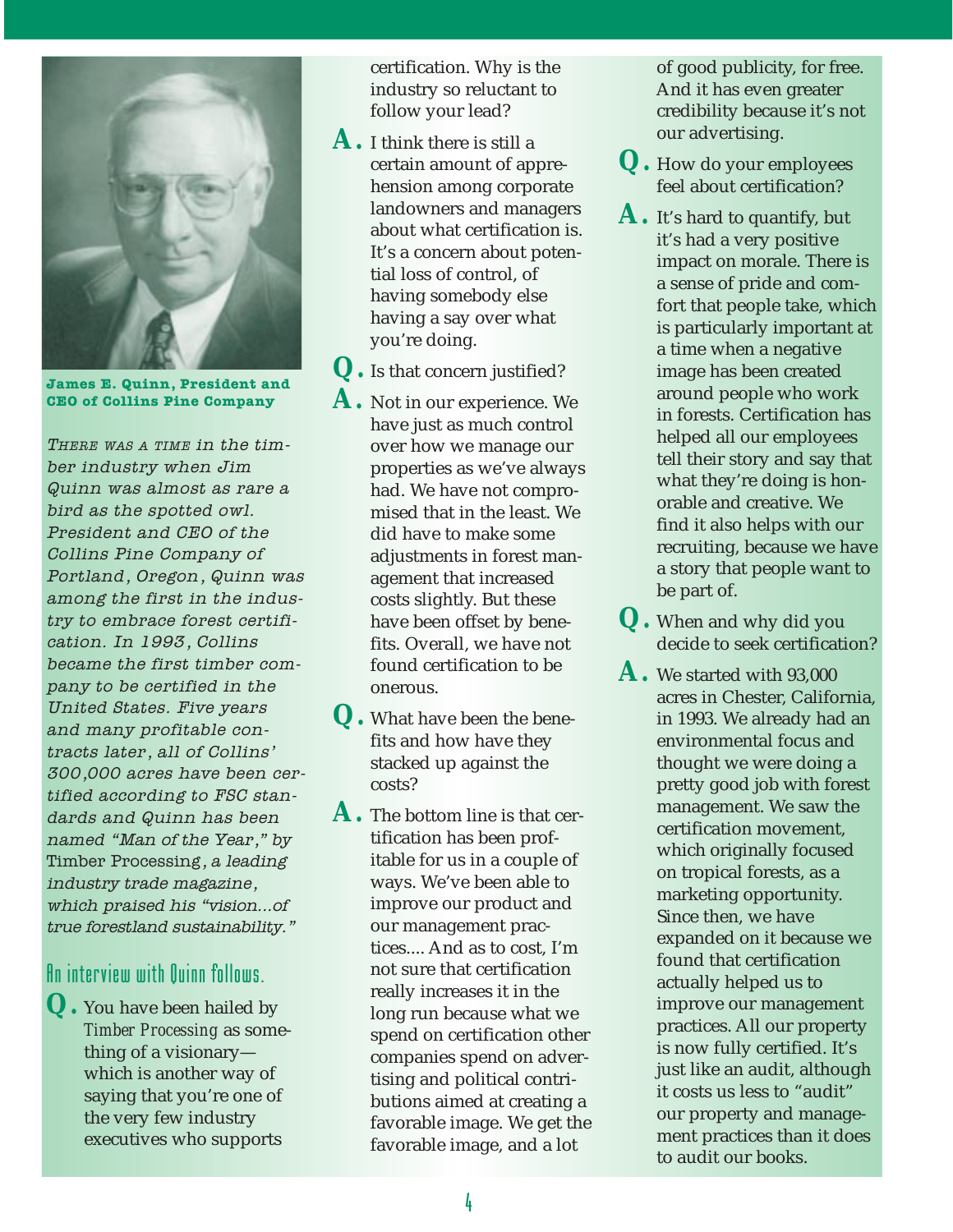**James E. Quinn, President and CEO of Collins Pine Company**

*THERE WAS A TIME in the timber industry when Jim Quinn was almost as rare a bird as the spotted owl. President and CEO of the Collins Pine Company of Portland, Oregon, Quinn was among the first in the industry to embrace forest certification. In 1993, Collins became the first timber company to be certified in the United States. Five years and many profitable contracts later, all of Collins' 300,000 acres have been certified according to FSC standards and Quinn has been named "Man of the Year," by* Timber Processing, *a leading industry trade magazine, which praised his "vision...of true forestland sustainability."*

## An interview with Quinn follows.

**Q.** You have been hailed by *Timber Processing* as something of a visionary—which is another way of saying that you're one of the very few industry executives who supports certification. Why is the industry so reluctant to follow your lead?

**A.** I think there is still a certain amount of apprehension among corporate landowners and managers about what certification is. It's a concern about potential loss of control, of having somebody else having a say over what you're doing.

**Q.** Is that concern justified?

**A.** Not in our experience. We have just as much control over how we manage our properties as we've always had. We have not compromised that in the least. We did have to make some adjustments in forest management that increased costs slightly. But these have been offset by benefits. Overall, we have not found certification to be onerous.

**Q.** What have been the benefits and how have they stacked up against the costs?

**A.** The bottom line is that certification has been profitable for us in a couple of ways. We've been able to improve our product and our management practices.... And as to cost, I'm not sure that certification really increases it in the long run because what we spend on certification other companies spend on advertising and political contributions aimed at creating a favorable image. We get the favorable image, and a lot of good publicity, for free. And it has even greater credibility because it's not our advertising.

**Q.** How do your employees feel about certification?

**A.** It's hard to quantify, but it's had a very positive impact on morale. There is a sense of pride and comfort that people take, which is particularly important at a time when a negative image has been created around people who work in forests. Certification has helped all our employees tell their story and say that what they're doing is honorable and creative. We find it also helps with our recruiting, because we have a story that people want to be part of.

**Q.** When and why did you decide to seek certification?

**A.** We started with 93,000 acres in Chester, California, in 1993. We already had an environmental focus and thought we were doing a pretty good job with forest management. We saw the certification movement, which originally focused on tropical forests, as a marketing opportunity. Since then, we have expanded on it because we found that certification actually helped us to improve our management practices. All our property is now fully certified. It's just like an audit, although it costs us less to "audit" our property and management practices than it does to audit our books.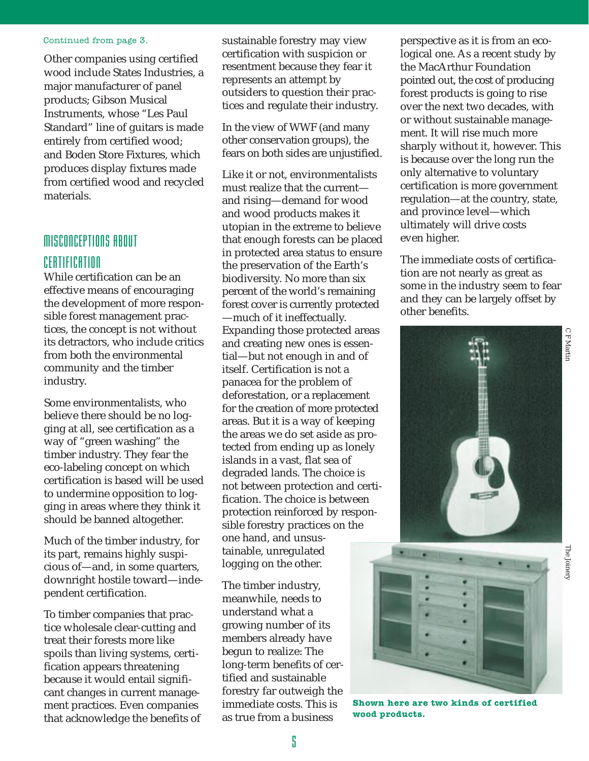Continued from page 3.

Other companies using certified wood include States Industries, a major manufacturer of panel products; Gibson Musical Instruments, whose "Les Paul Standard" line of guitars is made entirely from certified wood; and Boden Store Fixtures, which produces display fixtures made from certified wood and recycled materials.

## MISCONCEPTIONS ABOUT CERTIFICATION

While certification can be an effective means of encouraging the development of more responsible forest management practices, the concept is not without its detractors, who include critics from both the environmental community and the timber industry.

Some environmentalists, who believe there should be no logging at all, see certification as a way of "green washing" the timber industry. They fear the eco-labeling concept on which certification is based will be used to undermine opposition to logging in areas where they think it should be banned altogether.

Much of the timber industry, for its part, remains highly suspicious of—and, in some quarters, downright hostile toward—independent certification.

To timber companies that practice wholesale clear-cutting and treat their forests more like spoils than living systems, certification appears threatening because it would entail significant changes in current management practices. Even companies that acknowledge the benefits of sustainable forestry may view certification with suspicion or resentment because they fear it represents an attempt by outsiders to question their practices and regulate their industry.

In the view of WWF (and many other conservation groups), the fears on both sides are unjustified.

Like it or not, environmentalists must realize that the current—and rising—demand for wood and wood products makes it utopian in the extreme to believe that enough forests can be placed in protected area status to ensure the preservation of the Earth's biodiversity. No more than six percent of the world's remaining forest cover is currently protected—much of it ineffectually. Expanding those protected areas and creating new ones is essential—but not enough in and of itself. Certification is not a panacea for the problem of deforestation, or a replacement for the creation of more protected areas. But it is a way of keeping the areas we do set aside as protected from ending up as lonely islands in a vast, flat sea of degraded lands. The choice is not between protection and certification. The choice is between protection reinforced by responsible forestry practices on the one hand, and unsustainable, unregulated logging on the other.

The timber industry, meanwhile, needs to understand what a growing number of its members already have begun to realize: The long-term benefits of certified and sustainable forestry far outweigh the immediate costs. This is as true from a business perspective as it is from an ecological one. As a recent study by the MacArthur Foundation pointed out, the cost of producing forest products is going to rise over the next two decades, with or without sustainable management. It will rise much more sharply without it, however. This is because over the long run the only alternative to voluntary certification is more government regulation—at the country, state, and province level—which ultimately will drive costs even higher.

The immediate costs of certification are not nearly as great as some in the industry seem to fear and they can be largely offset by other benefits.

C F Martin

The Joinery

**Shown here are two kinds of certified wood products.**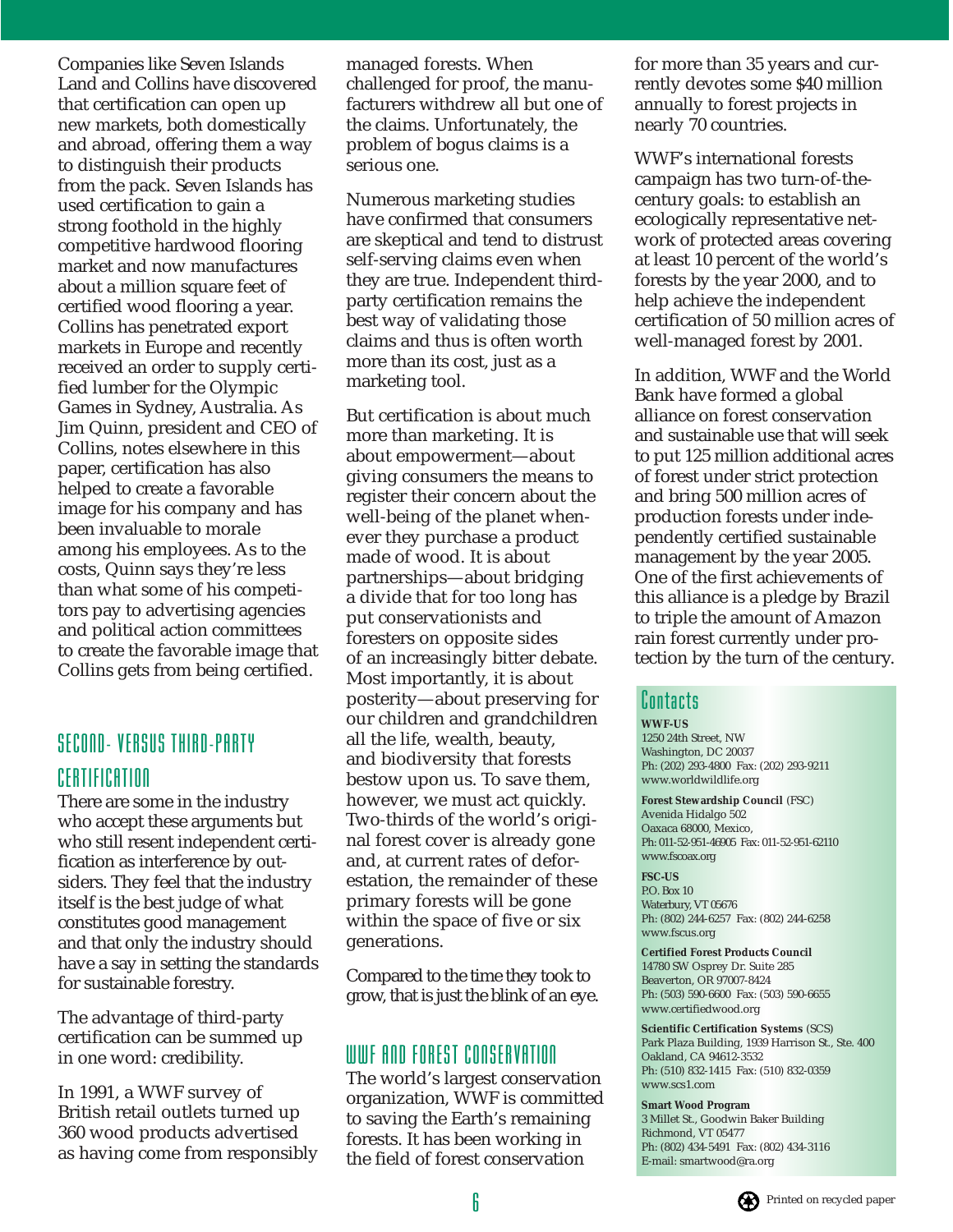Companies like Seven Islands Land and Collins have discovered that certification can open up new markets, both domestically and abroad, offering them a way to distinguish their products from the pack. Seven Islands has used certification to gain a strong foothold in the highly competitive hardwood flooring market and now manufactures about a million square feet of certified wood flooring a year. Collins has penetrated export markets in Europe and recently received an order to supply certified lumber for the Olympic Games in Sydney, Australia. As Jim Quinn, president and CEO of Collins, notes elsewhere in this paper, certification has also helped to create a favorable image for his company and has been invaluable to morale among his employees. As to the costs, Quinn says they're less than what some of his competitors pay to advertising agencies and political action committees to create the favorable image that Collins gets from being certified.

## SECOND- VERSUS THIRD-PARTY CERTIFICATION

There are some in the industry who accept these arguments but who still resent independent certification as interference by outsiders. They feel that the industry itself is the best judge of what constitutes good management and that only the industry should have a say in setting the standards for sustainable forestry.

The advantage of third-party certification can be summed up in one word: credibility.

In 1991, a WWF survey of British retail outlets turned up 360 wood products advertised as having come from responsibly managed forests. When challenged for proof, the manufacturers withdrew all but one of the claims. Unfortunately, the problem of bogus claims is a serious one.

Numerous marketing studies have confirmed that consumers are skeptical and tend to distrust self-serving claims even when they are true. Independent third-party certification remains the best way of validating those claims and thus is often worth more than its cost, just as a marketing tool.

But certification is about much more than marketing. It is about empowerment—about giving consumers the means to register their concern about the well-being of the planet whenever they purchase a product made of wood. It is about partnerships—about bridging a divide that for too long has put conservationists and foresters on opposite sides of an increasingly bitter debate. Most importantly, it is about posterity—about preserving for our children and grandchildren all the life, wealth, beauty, and biodiversity that forests bestow upon us. To save them, however, we must act quickly. Two-thirds of the world's original forest cover is already gone and, at current rates of deforestation, the remainder of these primary forests will be gone within the space of five or six generations.

Compared to the time they took to grow, that is just the blink of an eye.

## WWF AND FOREST CONSERVATION

The world's largest conservation organization, WWF is committed to saving the Earth's remaining forests. It has been working in the field of forest conservation for more than 35 years and currently devotes some $40 million annually to forest projects in nearly 70 countries.

WWF's international forests campaign has two turn-of-the-century goals: to establish an ecologically representative network of protected areas covering at least 10 percent of the world's forests by the year 2000, and to help achieve the independent certification of 50 million acres of well-managed forest by 2001.

In addition, WWF and the World Bank have formed a global alliance on forest conservation and sustainable use that will seek to put 125 million additional acres of forest under strict protection and bring 500 million acres of production forests under independently certified sustainable management by the year 2005. One of the first achievements of this alliance is a pledge by Brazil to triple the amount of Amazon rain forest currently under protection by the turn of the century.

## Contacts

**WWF-US**
1250 24th Street, NW
Washington, DC 20037
Ph: (202) 293-4800 Fax: (202) 293-9211
www.worldwildlife.org

**Forest Stewardship Council** (FSC)
Avenida Hidalgo 502
Oaxaca 68000, Mexico,
Ph: 011-52-951-46905 Fax: 011-52-951-62110
www.fscoax.org

**FSC-US**
P.O. Box 10
Waterbury, VT 05676
Ph: (802) 244-6257 Fax: (802) 244-6258
www.fscus.org

**Certified Forest Products Council**
14780 SW Osprey Dr. Suite 285
Beaverton, OR 97007-8424
Ph: (503) 590-6600 Fax: (503) 590-6655
www.certifiedwood.org

**Scientific Certification Systems** (SCS)
Park Plaza Building, 1939 Harrison St., Ste. 400
Oakland, CA 94612-3532
Ph: (510) 832-1415 Fax: (510) 832-0359
www.scs1.com

**Smart Wood Program**
3 Millet St., Goodwin Baker Building
Richmond, VT 05477
Ph: (802) 434-5491 Fax: (802) 434-3116
E-mail: smartwood@ra.org

Printed on recycled paper